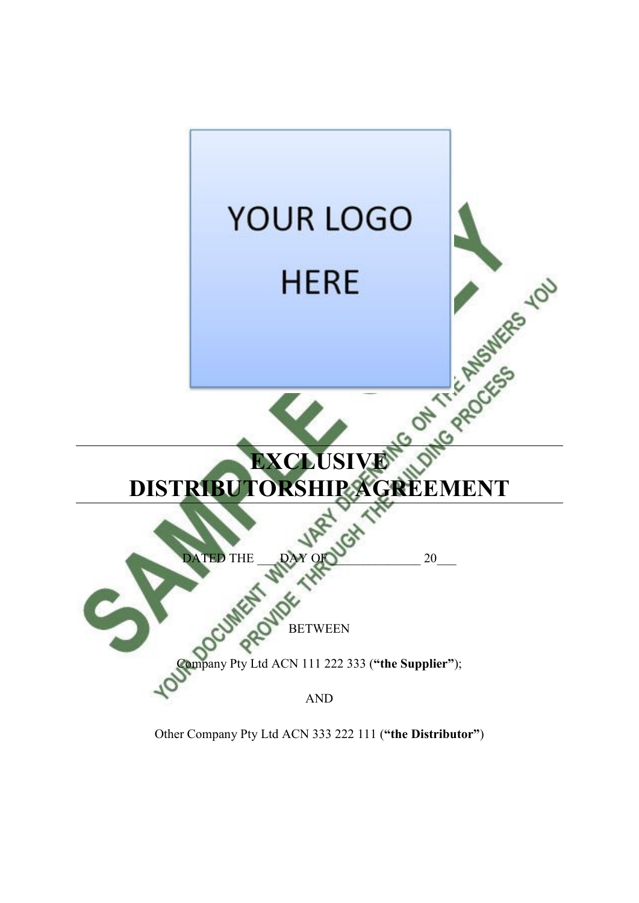YOUR LOGO HERE

# EXCLUSIVE DISTRIBUTORSHIP AGREEMENT

DATED THE ___ DAY OF _____________ 20___

BETWEEN

Company Pty Ltd ACN 111 222 333 (**"the Supplier"**);

AND

Other Company Pty Ltd ACN 333 222 111 (**"the Distributor"**)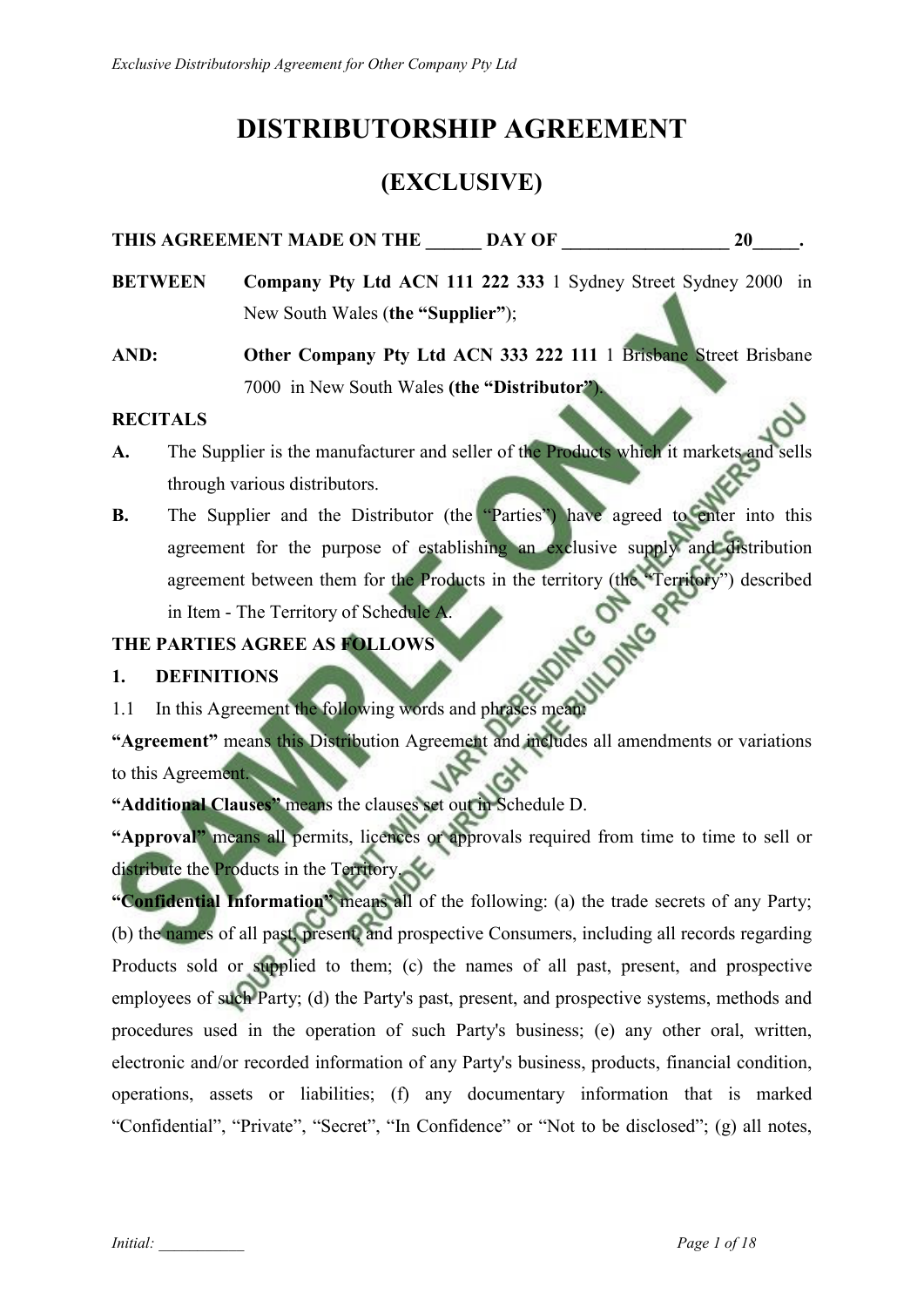# DISTRIBUTORSHIP AGREEMENT

# (EXCLUSIVE)

**THIS AGREEMENT MADE ON THE ______ DAY OF __________________ 20_____.**

**BETWEEN** **Company Pty Ltd ACN 111 222 333** 1 Sydney Street Sydney 2000 in New South Wales (**the "Supplier"**);

**AND:** **Other Company Pty Ltd ACN 333 222 111** 1 Brisbane Street Brisbane 7000 in New South Wales **(the "Distributor")**.

**RECITALS**

**A.** The Supplier is the manufacturer and seller of the Products which it markets and sells through various distributors.

**B.** The Supplier and the Distributor (the "Parties") have agreed to enter into this agreement for the purpose of establishing an exclusive supply and distribution agreement between them for the Products in the territory (the "Territory") described in Item - The Territory of Schedule A.

**THE PARTIES AGREE AS FOLLOWS**

## 1. DEFINITIONS

1.1 In this Agreement the following words and phrases mean:

**"Agreement"** means this Distribution Agreement and includes all amendments or variations to this Agreement.

**"Additional Clauses"** means the clauses set out in Schedule D.

**"Approval"** means all permits, licences or approvals required from time to time to sell or distribute the Products in the Territory.

**"Confidential Information"** means all of the following: (a) the trade secrets of any Party; (b) the names of all past, present, and prospective Consumers, including all records regarding Products sold or supplied to them; (c) the names of all past, present, and prospective employees of such Party; (d) the Party's past, present, and prospective systems, methods and procedures used in the operation of such Party's business; (e) any other oral, written, electronic and/or recorded information of any Party's business, products, financial condition, operations, assets or liabilities; (f) any documentary information that is marked "Confidential", "Private", "Secret", "In Confidence" or "Not to be disclosed"; (g) all notes,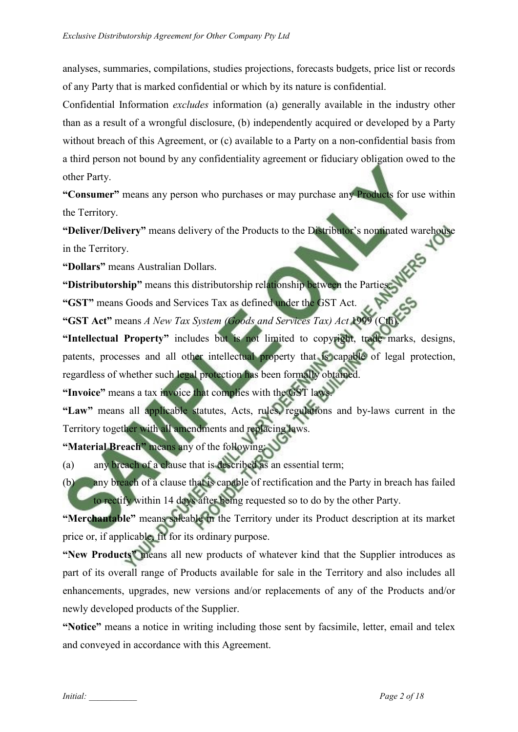analyses, summaries, compilations, studies projections, forecasts budgets, price list or records of any Party that is marked confidential or which by its nature is confidential.

Confidential Information *excludes* information (a) generally available in the industry other than as a result of a wrongful disclosure, (b) independently acquired or developed by a Party without breach of this Agreement, or (c) available to a Party on a non-confidential basis from a third person not bound by any confidentiality agreement or fiduciary obligation owed to the other Party.

**"Consumer"** means any person who purchases or may purchase any Products for use within the Territory.

**"Deliver/Delivery"** means delivery of the Products to the Distributor's nominated warehouse in the Territory.

**"Dollars"** means Australian Dollars.

**"Distributorship"** means this distributorship relationship between the Parties.

**"GST"** means Goods and Services Tax as defined under the GST Act.

**"GST Act"** means *A New Tax System (Goods and Services Tax) Act* 1999 (Cth).

**"Intellectual Property"** includes but is not limited to copyright, trade marks, designs, patents, processes and all other intellectual property that is capable of legal protection, regardless of whether such legal protection has been formally obtained.

**"Invoice"** means a tax invoice that complies with the GST laws.

**"Law"** means all applicable statutes, Acts, rules, regulations and by-laws current in the Territory together with all amendments and replacing laws.

**"Material Breach"** means any of the following:

(a) any breach of a clause that is described as an essential term;

(b) any breach of a clause that is capable of rectification and the Party in breach has failed to rectify within 14 days after being requested so to do by the other Party.

**"Merchantable"** means saleable in the Territory under its Product description at its market price or, if applicable, fit for its ordinary purpose.

**"New Products"** means all new products of whatever kind that the Supplier introduces as part of its overall range of Products available for sale in the Territory and also includes all enhancements, upgrades, new versions and/or replacements of any of the Products and/or newly developed products of the Supplier.

**"Notice"** means a notice in writing including those sent by facsimile, letter, email and telex and conveyed in accordance with this Agreement.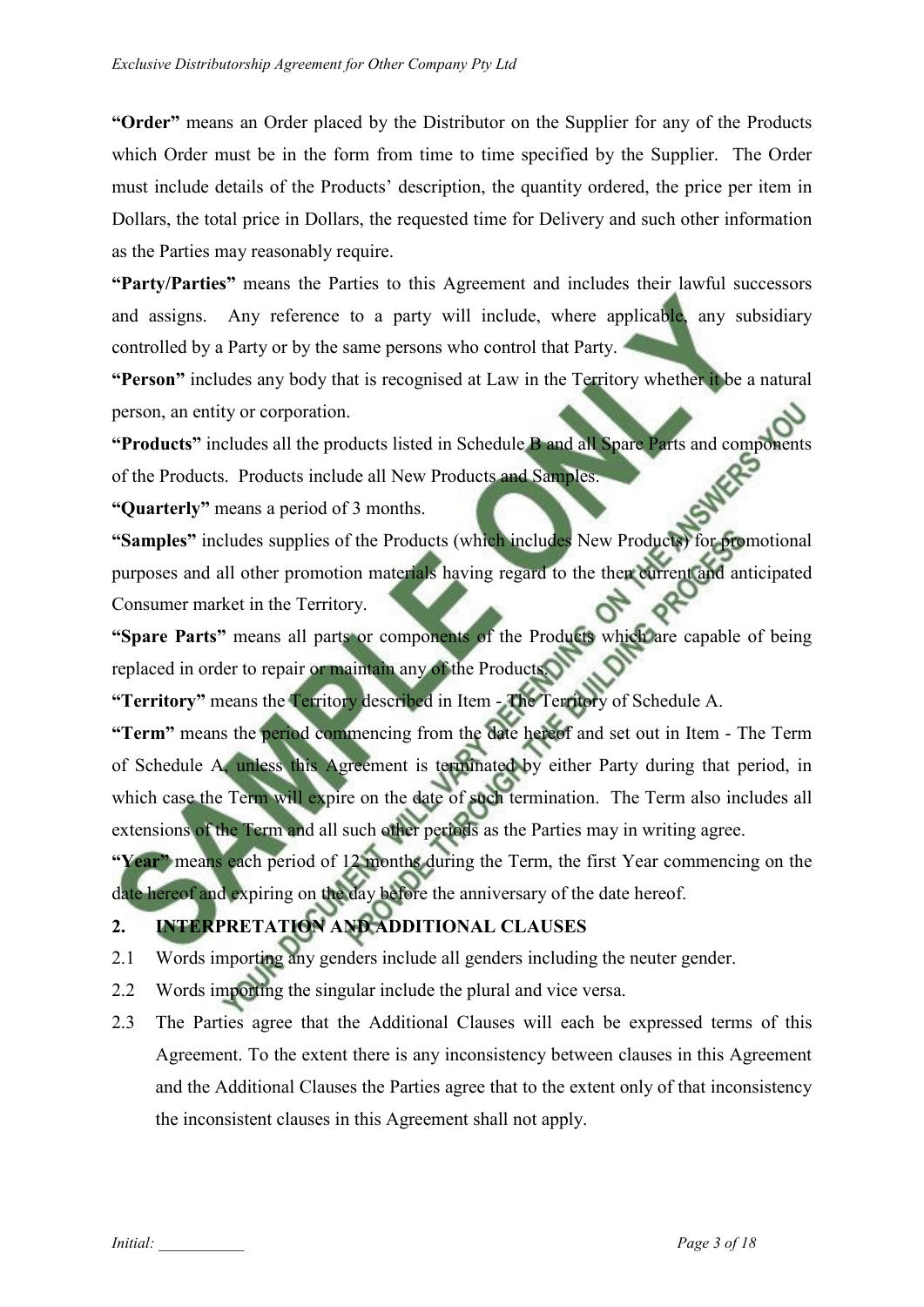**"Order"** means an Order placed by the Distributor on the Supplier for any of the Products which Order must be in the form from time to time specified by the Supplier. The Order must include details of the Products' description, the quantity ordered, the price per item in Dollars, the total price in Dollars, the requested time for Delivery and such other information as the Parties may reasonably require.

**"Party/Parties"** means the Parties to this Agreement and includes their lawful successors and assigns. Any reference to a party will include, where applicable, any subsidiary controlled by a Party or by the same persons who control that Party.

**"Person"** includes any body that is recognised at Law in the Territory whether it be a natural person, an entity or corporation.

**"Products"** includes all the products listed in Schedule B and all Spare Parts and components of the Products. Products include all New Products and Samples.

**"Quarterly"** means a period of 3 months.

**"Samples"** includes supplies of the Products (which includes New Products) for promotional purposes and all other promotion materials having regard to the then current and anticipated Consumer market in the Territory.

**"Spare Parts"** means all parts or components of the Products which are capable of being replaced in order to repair or maintain any of the Products.

**"Territory"** means the Territory described in Item - The Territory of Schedule A.

**"Term"** means the period commencing from the date hereof and set out in Item - The Term of Schedule A, unless this Agreement is terminated by either Party during that period, in which case the Term will expire on the date of such termination. The Term also includes all extensions of the Term and all such other periods as the Parties may in writing agree.

**"Year"** means each period of 12 months during the Term, the first Year commencing on the date hereof and expiring on the day before the anniversary of the date hereof.

## 2. INTERPRETATION AND ADDITIONAL CLAUSES

2.1 Words importing any genders include all genders including the neuter gender.

2.2 Words importing the singular include the plural and vice versa.

2.3 The Parties agree that the Additional Clauses will each be expressed terms of this Agreement. To the extent there is any inconsistency between clauses in this Agreement and the Additional Clauses the Parties agree that to the extent only of that inconsistency the inconsistent clauses in this Agreement shall not apply.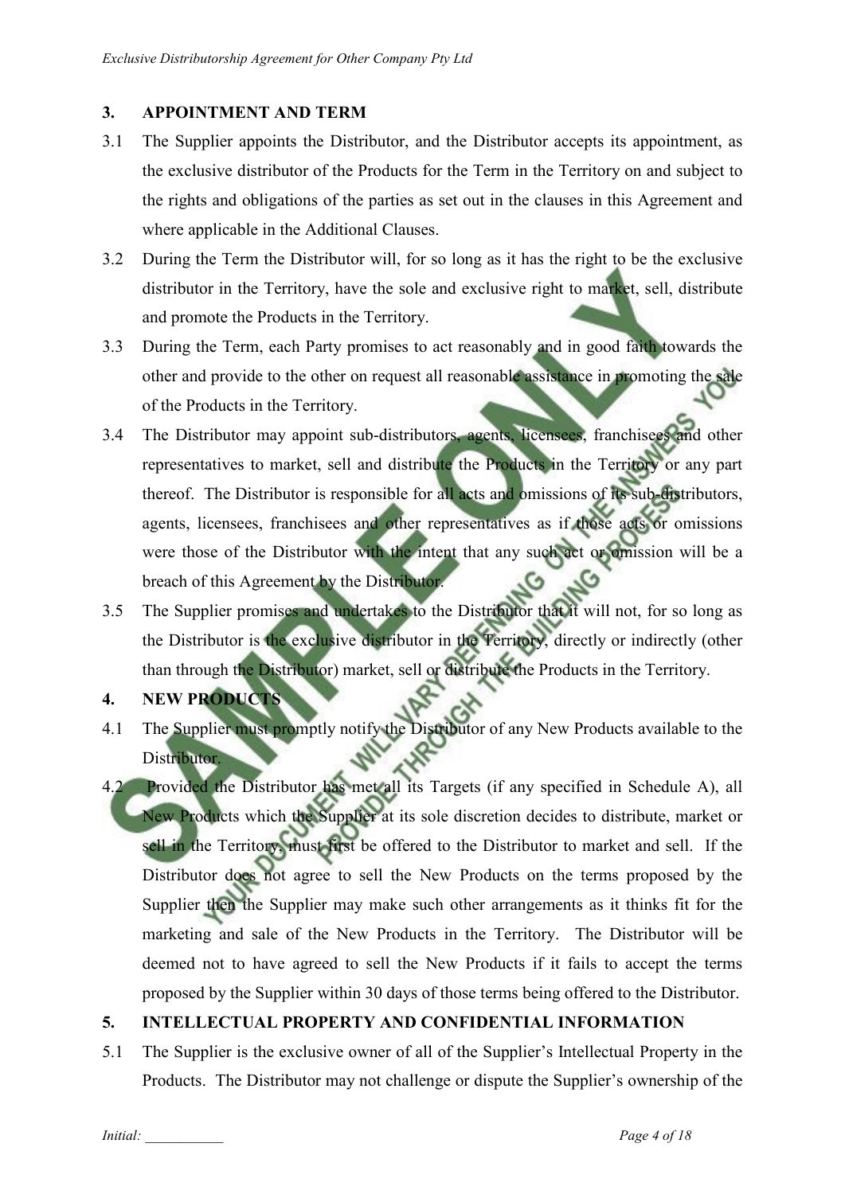## 3. APPOINTMENT AND TERM

3.1 The Supplier appoints the Distributor, and the Distributor accepts its appointment, as the exclusive distributor of the Products for the Term in the Territory on and subject to the rights and obligations of the parties as set out in the clauses in this Agreement and where applicable in the Additional Clauses.

3.2 During the Term the Distributor will, for so long as it has the right to be the exclusive distributor in the Territory, have the sole and exclusive right to market, sell, distribute and promote the Products in the Territory.

3.3 During the Term, each Party promises to act reasonably and in good faith towards the other and provide to the other on request all reasonable assistance in promoting the sale of the Products in the Territory.

3.4 The Distributor may appoint sub-distributors, agents, licensees, franchisees and other representatives to market, sell and distribute the Products in the Territory or any part thereof. The Distributor is responsible for all acts and omissions of its sub-distributors, agents, licensees, franchisees and other representatives as if those acts or omissions were those of the Distributor with the intent that any such act or omission will be a breach of this Agreement by the Distributor.

3.5 The Supplier promises and undertakes to the Distributor that it will not, for so long as the Distributor is the exclusive distributor in the Territory, directly or indirectly (other than through the Distributor) market, sell or distribute the Products in the Territory.

## 4. NEW PRODUCTS

4.1 The Supplier must promptly notify the Distributor of any New Products available to the Distributor.

4.2 Provided the Distributor has met all its Targets (if any specified in Schedule A), all New Products which the Supplier at its sole discretion decides to distribute, market or sell in the Territory, must first be offered to the Distributor to market and sell. If the Distributor does not agree to sell the New Products on the terms proposed by the Supplier then the Supplier may make such other arrangements as it thinks fit for the marketing and sale of the New Products in the Territory. The Distributor will be deemed not to have agreed to sell the New Products if it fails to accept the terms proposed by the Supplier within 30 days of those terms being offered to the Distributor.

## 5. INTELLECTUAL PROPERTY AND CONFIDENTIAL INFORMATION

5.1 The Supplier is the exclusive owner of all of the Supplier's Intellectual Property in the Products. The Distributor may not challenge or dispute the Supplier's ownership of the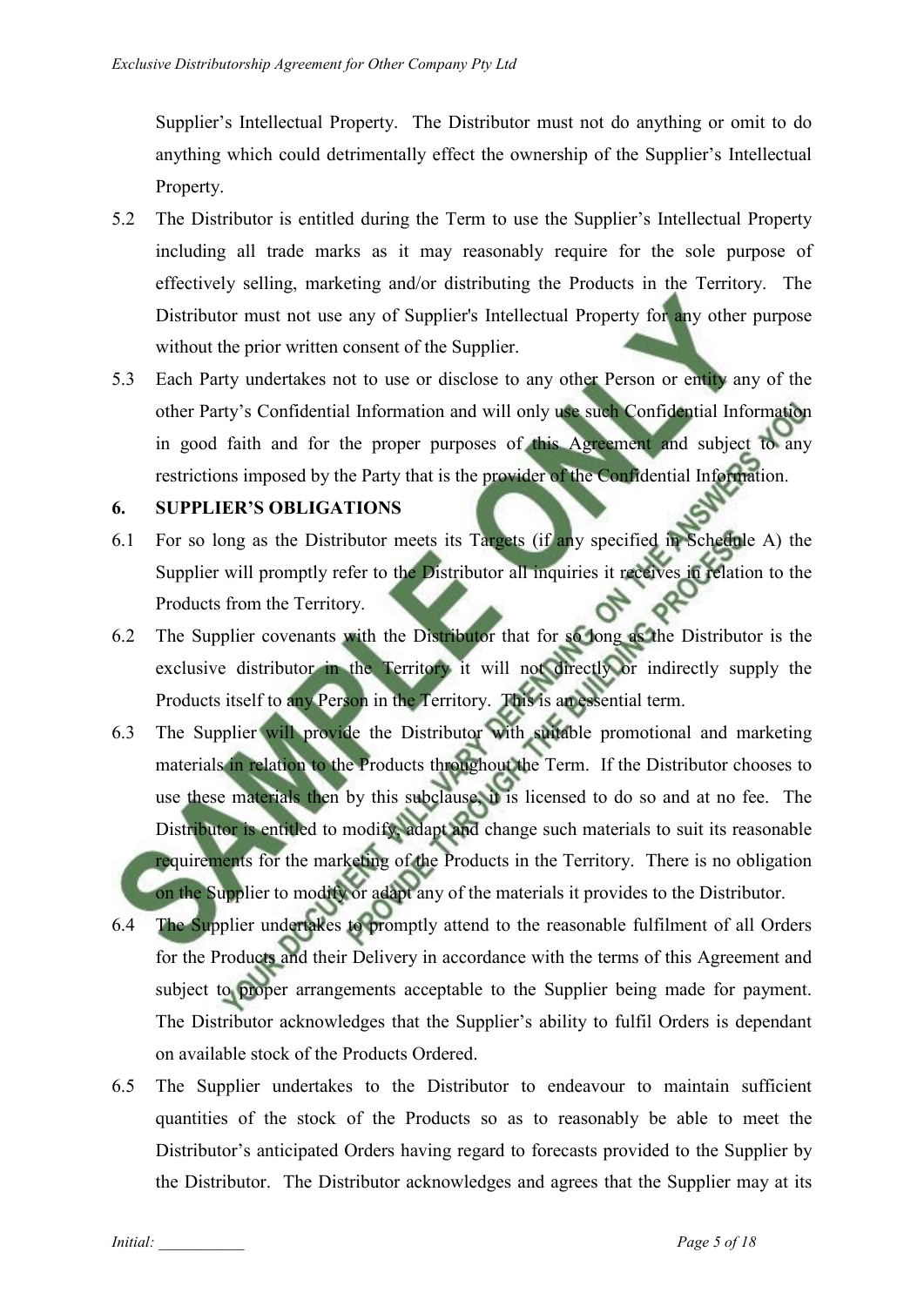Supplier's Intellectual Property. The Distributor must not do anything or omit to do anything which could detrimentally effect the ownership of the Supplier's Intellectual Property.

5.2 The Distributor is entitled during the Term to use the Supplier's Intellectual Property including all trade marks as it may reasonably require for the sole purpose of effectively selling, marketing and/or distributing the Products in the Territory. The Distributor must not use any of Supplier's Intellectual Property for any other purpose without the prior written consent of the Supplier.

5.3 Each Party undertakes not to use or disclose to any other Person or entity any of the other Party's Confidential Information and will only use such Confidential Information in good faith and for the proper purposes of this Agreement and subject to any restrictions imposed by the Party that is the provider of the Confidential Information.

## 6. SUPPLIER'S OBLIGATIONS

6.1 For so long as the Distributor meets its Targets (if any specified in Schedule A) the Supplier will promptly refer to the Distributor all inquiries it receives in relation to the Products from the Territory.

6.2 The Supplier covenants with the Distributor that for so long as the Distributor is the exclusive distributor in the Territory it will not directly or indirectly supply the Products itself to any Person in the Territory. This is an essential term.

6.3 The Supplier will provide the Distributor with suitable promotional and marketing materials in relation to the Products throughout the Term. If the Distributor chooses to use these materials then by this subclause, it is licensed to do so and at no fee. The Distributor is entitled to modify, adapt and change such materials to suit its reasonable requirements for the marketing of the Products in the Territory. There is no obligation on the Supplier to modify or adapt any of the materials it provides to the Distributor.

6.4 The Supplier undertakes to promptly attend to the reasonable fulfilment of all Orders for the Products and their Delivery in accordance with the terms of this Agreement and subject to proper arrangements acceptable to the Supplier being made for payment. The Distributor acknowledges that the Supplier's ability to fulfil Orders is dependant on available stock of the Products Ordered.

6.5 The Supplier undertakes to the Distributor to endeavour to maintain sufficient quantities of the stock of the Products so as to reasonably be able to meet the Distributor's anticipated Orders having regard to forecasts provided to the Supplier by the Distributor. The Distributor acknowledges and agrees that the Supplier may at its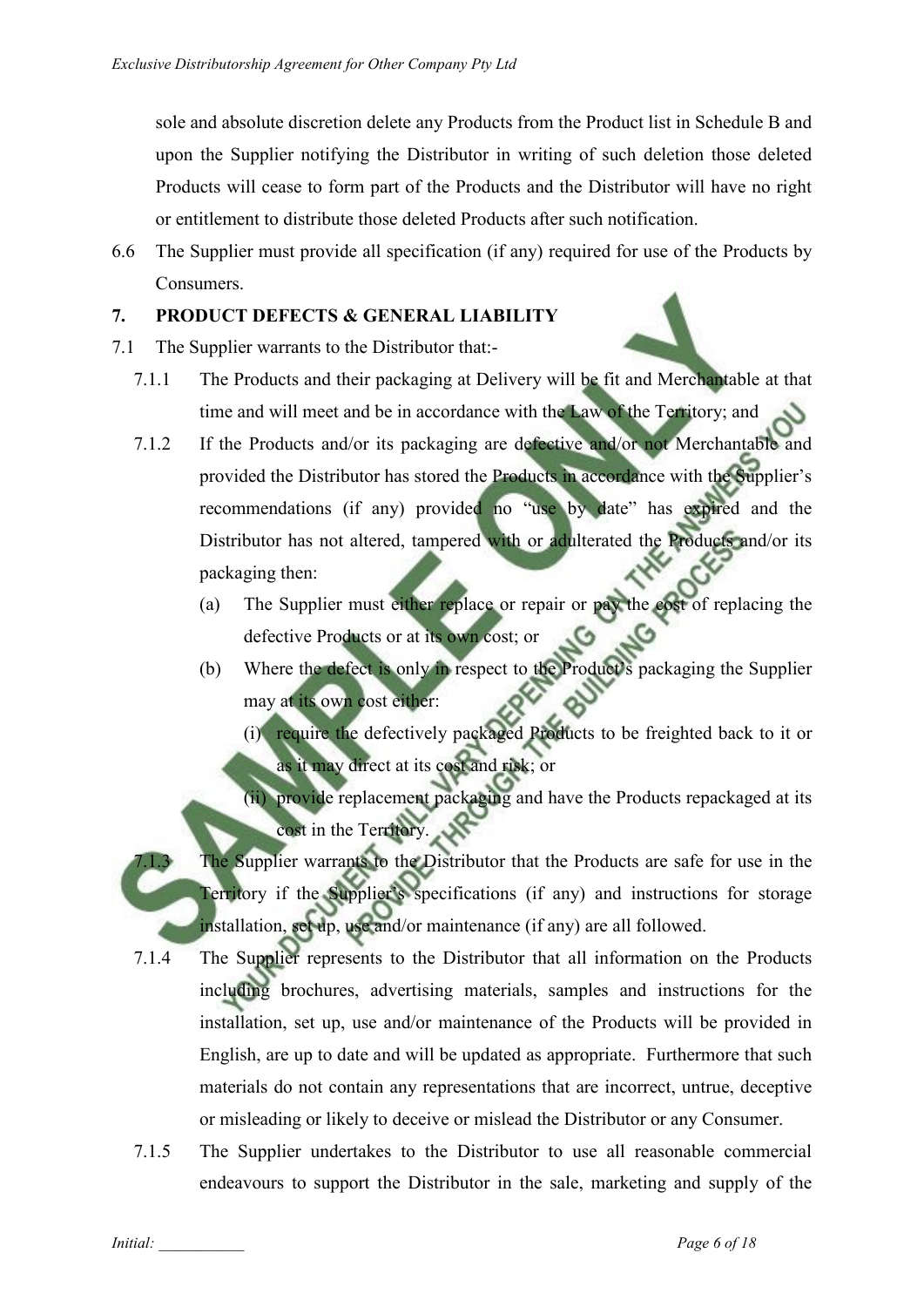sole and absolute discretion delete any Products from the Product list in Schedule B and upon the Supplier notifying the Distributor in writing of such deletion those deleted Products will cease to form part of the Products and the Distributor will have no right or entitlement to distribute those deleted Products after such notification.

6.6 The Supplier must provide all specification (if any) required for use of the Products by Consumers.

## 7. PRODUCT DEFECTS & GENERAL LIABILITY

7.1 The Supplier warrants to the Distributor that:-

7.1.1 The Products and their packaging at Delivery will be fit and Merchantable at that time and will meet and be in accordance with the Law of the Territory; and

7.1.2 If the Products and/or its packaging are defective and/or not Merchantable and provided the Distributor has stored the Products in accordance with the Supplier's recommendations (if any) provided no "use by date" has expired and the Distributor has not altered, tampered with or adulterated the Products and/or its packaging then:

(a) The Supplier must either replace or repair or pay the cost of replacing the defective Products or at its own cost; or

(b) Where the defect is only in respect to the Product's packaging the Supplier may at its own cost either:

(i) require the defectively packaged Products to be freighted back to it or as it may direct at its cost and risk; or

(ii) provide replacement packaging and have the Products repackaged at its cost in the Territory.

7.1.3 The Supplier warrants to the Distributor that the Products are safe for use in the Territory if the Supplier's specifications (if any) and instructions for storage installation, set up, use and/or maintenance (if any) are all followed.

7.1.4 The Supplier represents to the Distributor that all information on the Products including brochures, advertising materials, samples and instructions for the installation, set up, use and/or maintenance of the Products will be provided in English, are up to date and will be updated as appropriate. Furthermore that such materials do not contain any representations that are incorrect, untrue, deceptive or misleading or likely to deceive or mislead the Distributor or any Consumer.

7.1.5 The Supplier undertakes to the Distributor to use all reasonable commercial endeavours to support the Distributor in the sale, marketing and supply of the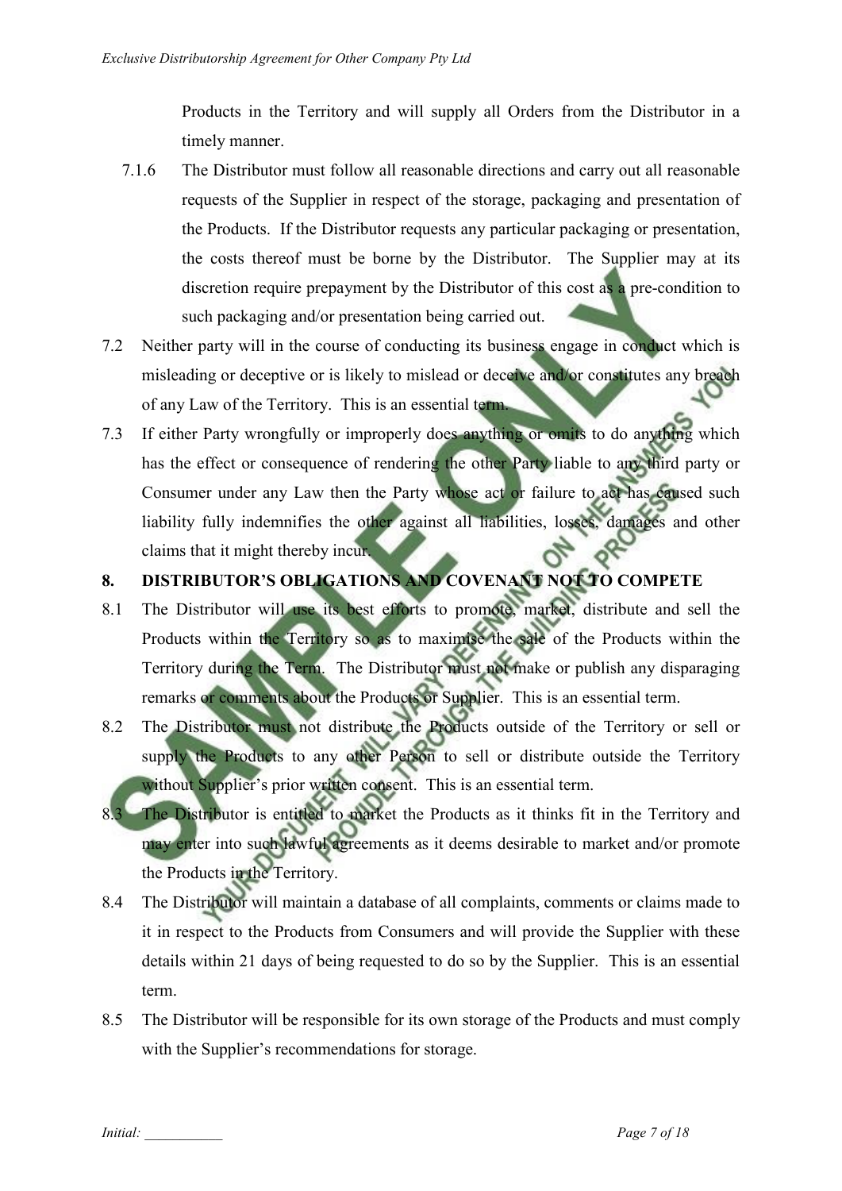Products in the Territory and will supply all Orders from the Distributor in a timely manner.

7.1.6 The Distributor must follow all reasonable directions and carry out all reasonable requests of the Supplier in respect of the storage, packaging and presentation of the Products. If the Distributor requests any particular packaging or presentation, the costs thereof must be borne by the Distributor. The Supplier may at its discretion require prepayment by the Distributor of this cost as a pre-condition to such packaging and/or presentation being carried out.

7.2 Neither party will in the course of conducting its business engage in conduct which is misleading or deceptive or is likely to mislead or deceive and/or constitutes any breach of any Law of the Territory. This is an essential term.

7.3 If either Party wrongfully or improperly does anything or omits to do anything which has the effect or consequence of rendering the other Party liable to any third party or Consumer under any Law then the Party whose act or failure to act has caused such liability fully indemnifies the other against all liabilities, losses, damages and other claims that it might thereby incur.

## 8. DISTRIBUTOR'S OBLIGATIONS AND COVENANT NOT TO COMPETE

8.1 The Distributor will use its best efforts to promote, market, distribute and sell the Products within the Territory so as to maximise the sale of the Products within the Territory during the Term. The Distributor must not make or publish any disparaging remarks or comments about the Products or Supplier. This is an essential term.

8.2 The Distributor must not distribute the Products outside of the Territory or sell or supply the Products to any other Person to sell or distribute outside the Territory without Supplier's prior written consent. This is an essential term.

8.3 The Distributor is entitled to market the Products as it thinks fit in the Territory and may enter into such lawful agreements as it deems desirable to market and/or promote the Products in the Territory.

8.4 The Distributor will maintain a database of all complaints, comments or claims made to it in respect to the Products from Consumers and will provide the Supplier with these details within 21 days of being requested to do so by the Supplier. This is an essential term.

8.5 The Distributor will be responsible for its own storage of the Products and must comply with the Supplier's recommendations for storage.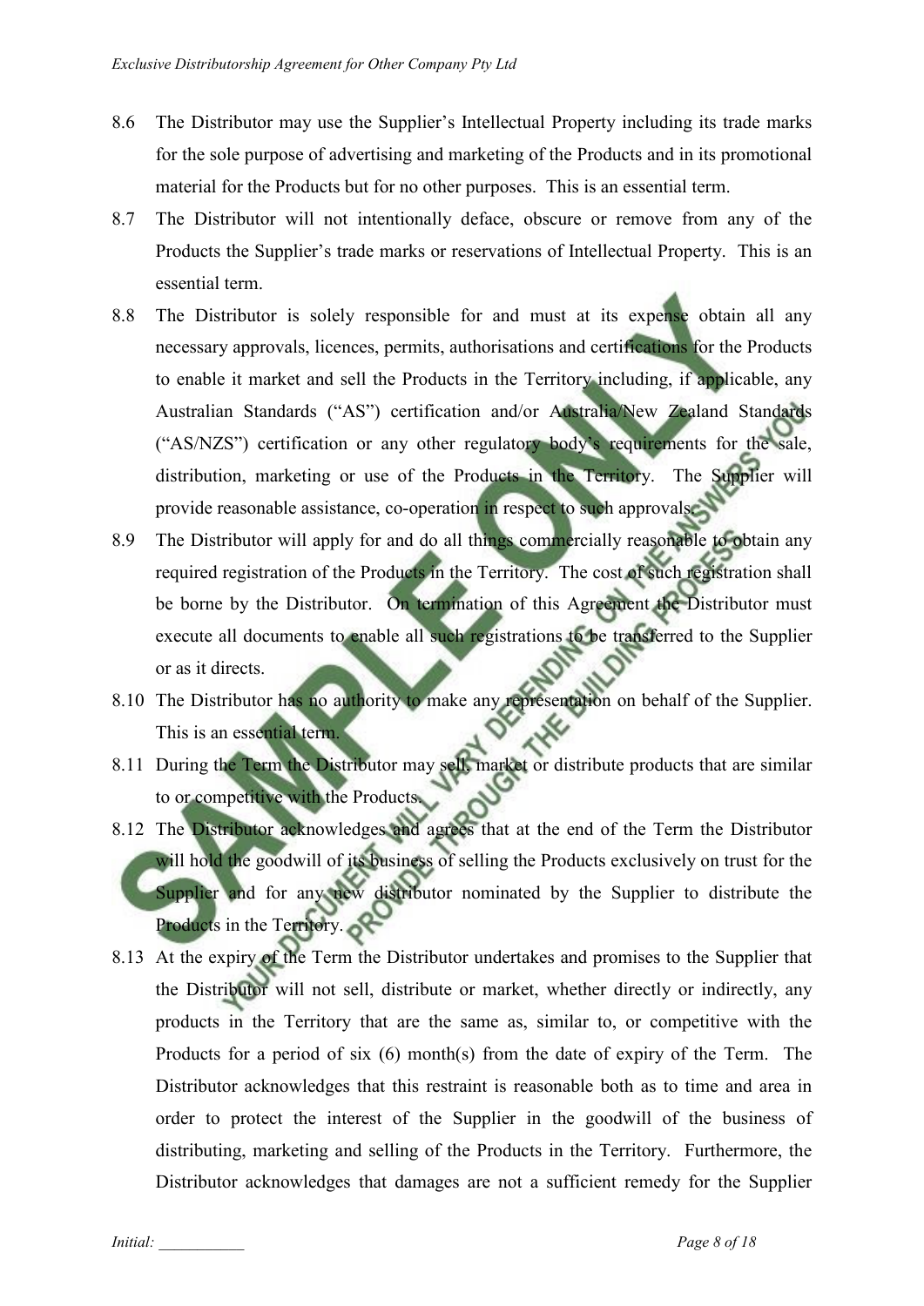8.6 The Distributor may use the Supplier's Intellectual Property including its trade marks for the sole purpose of advertising and marketing of the Products and in its promotional material for the Products but for no other purposes. This is an essential term.

8.7 The Distributor will not intentionally deface, obscure or remove from any of the Products the Supplier's trade marks or reservations of Intellectual Property. This is an essential term.

8.8 The Distributor is solely responsible for and must at its expense obtain all any necessary approvals, licences, permits, authorisations and certifications for the Products to enable it market and sell the Products in the Territory including, if applicable, any Australian Standards ("AS") certification and/or Australia/New Zealand Standards ("AS/NZS") certification or any other regulatory body's requirements for the sale, distribution, marketing or use of the Products in the Territory. The Supplier will provide reasonable assistance, co-operation in respect to such approvals.

8.9 The Distributor will apply for and do all things commercially reasonable to obtain any required registration of the Products in the Territory. The cost of such registration shall be borne by the Distributor. On termination of this Agreement the Distributor must execute all documents to enable all such registrations to be transferred to the Supplier or as it directs.

8.10 The Distributor has no authority to make any representation on behalf of the Supplier. This is an essential term.

8.11 During the Term the Distributor may sell, market or distribute products that are similar to or competitive with the Products.

8.12 The Distributor acknowledges and agrees that at the end of the Term the Distributor will hold the goodwill of its business of selling the Products exclusively on trust for the Supplier and for any new distributor nominated by the Supplier to distribute the Products in the Territory.

8.13 At the expiry of the Term the Distributor undertakes and promises to the Supplier that the Distributor will not sell, distribute or market, whether directly or indirectly, any products in the Territory that are the same as, similar to, or competitive with the Products for a period of six (6) month(s) from the date of expiry of the Term. The Distributor acknowledges that this restraint is reasonable both as to time and area in order to protect the interest of the Supplier in the goodwill of the business of distributing, marketing and selling of the Products in the Territory. Furthermore, the Distributor acknowledges that damages are not a sufficient remedy for the Supplier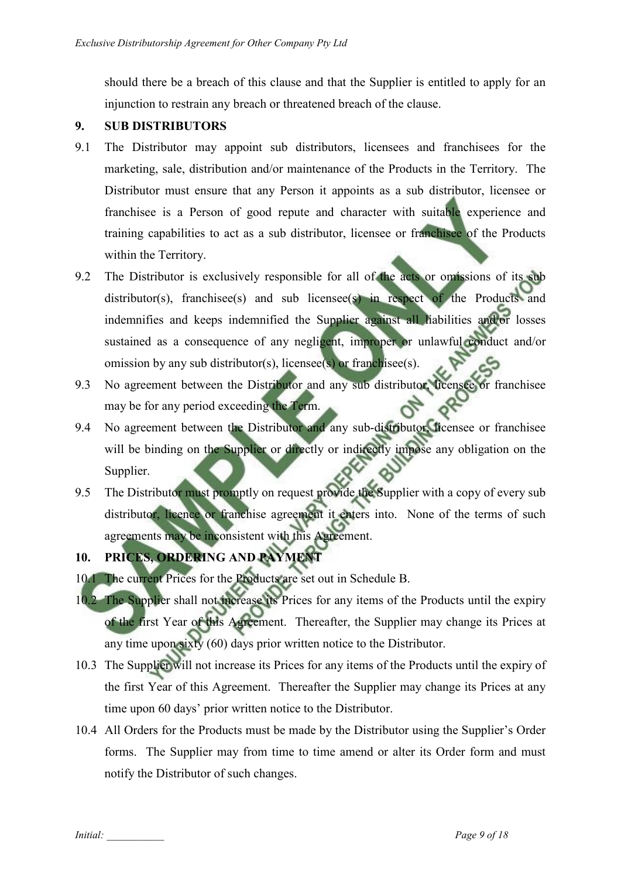should there be a breach of this clause and that the Supplier is entitled to apply for an injunction to restrain any breach or threatened breach of the clause.

## 9. SUB DISTRIBUTORS

9.1 The Distributor may appoint sub distributors, licensees and franchisees for the marketing, sale, distribution and/or maintenance of the Products in the Territory. The Distributor must ensure that any Person it appoints as a sub distributor, licensee or franchisee is a Person of good repute and character with suitable experience and training capabilities to act as a sub distributor, licensee or franchisee of the Products within the Territory.

9.2 The Distributor is exclusively responsible for all of the acts or omissions of its sub distributor(s), franchisee(s) and sub licensee(s) in respect of the Products and indemnifies and keeps indemnified the Supplier against all liabilities and/or losses sustained as a consequence of any negligent, improper or unlawful conduct and/or omission by any sub distributor(s), licensee(s) or franchisee(s).

9.3 No agreement between the Distributor and any sub distributor, licensee or franchisee may be for any period exceeding the Term.

9.4 No agreement between the Distributor and any sub-distributor, licensee or franchisee will be binding on the Supplier or directly or indirectly impose any obligation on the Supplier.

9.5 The Distributor must promptly on request provide the Supplier with a copy of every sub distributor, licence or franchise agreement it enters into. None of the terms of such agreements may be inconsistent with this Agreement.

## 10. PRICES, ORDERING AND PAYMENT

10.1 The current Prices for the Products are set out in Schedule B.

10.2 The Supplier shall not increase its Prices for any items of the Products until the expiry of the first Year of this Agreement. Thereafter, the Supplier may change its Prices at any time upon sixty (60) days prior written notice to the Distributor.

10.3 The Supplier will not increase its Prices for any items of the Products until the expiry of the first Year of this Agreement. Thereafter the Supplier may change its Prices at any time upon 60 days' prior written notice to the Distributor.

10.4 All Orders for the Products must be made by the Distributor using the Supplier's Order forms. The Supplier may from time to time amend or alter its Order form and must notify the Distributor of such changes.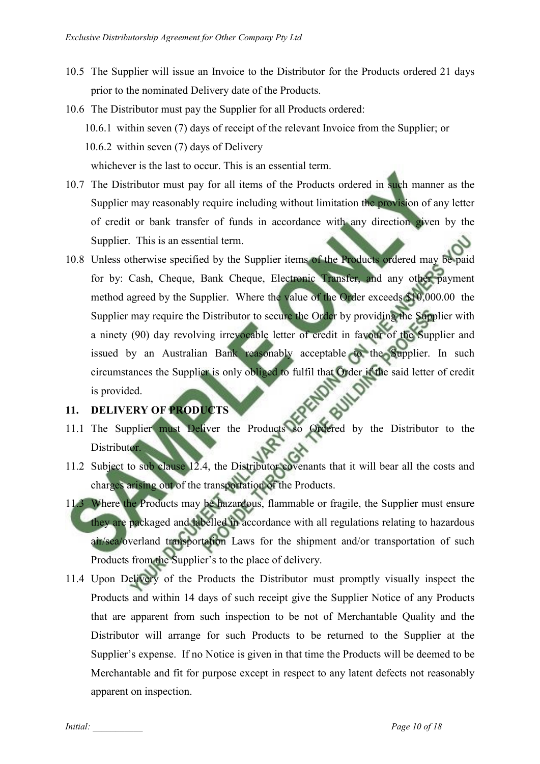10.5 The Supplier will issue an Invoice to the Distributor for the Products ordered 21 days prior to the nominated Delivery date of the Products.

10.6 The Distributor must pay the Supplier for all Products ordered:

10.6.1 within seven (7) days of receipt of the relevant Invoice from the Supplier; or

10.6.2 within seven (7) days of Delivery

whichever is the last to occur. This is an essential term.

10.7 The Distributor must pay for all items of the Products ordered in such manner as the Supplier may reasonably require including without limitation the provision of any letter of credit or bank transfer of funds in accordance with any direction given by the Supplier. This is an essential term.

10.8 Unless otherwise specified by the Supplier items of the Products ordered may be paid for by: Cash, Cheque, Bank Cheque, Electronic Transfer, and any other payment method agreed by the Supplier. Where the value of the Order exceeds $10,000.00 the Supplier may require the Distributor to secure the Order by providing the Supplier with a ninety (90) day revolving irrevocable letter of credit in favour of the Supplier and issued by an Australian Bank reasonably acceptable to the Supplier. In such circumstances the Supplier is only obliged to fulfil that Order if the said letter of credit is provided.

## 11. DELIVERY OF PRODUCTS

11.1 The Supplier must Deliver the Products so Ordered by the Distributor to the Distributor.

11.2 Subject to sub clause 12.4, the Distributor covenants that it will bear all the costs and charges arising out of the transportation of the Products.

11.3 Where the Products may be hazardous, flammable or fragile, the Supplier must ensure they are packaged and labelled in accordance with all regulations relating to hazardous air/sea/overland transportation Laws for the shipment and/or transportation of such Products from the Supplier's to the place of delivery.

11.4 Upon Delivery of the Products the Distributor must promptly visually inspect the Products and within 14 days of such receipt give the Supplier Notice of any Products that are apparent from such inspection to be not of Merchantable Quality and the Distributor will arrange for such Products to be returned to the Supplier at the Supplier's expense. If no Notice is given in that time the Products will be deemed to be Merchantable and fit for purpose except in respect to any latent defects not reasonably apparent on inspection.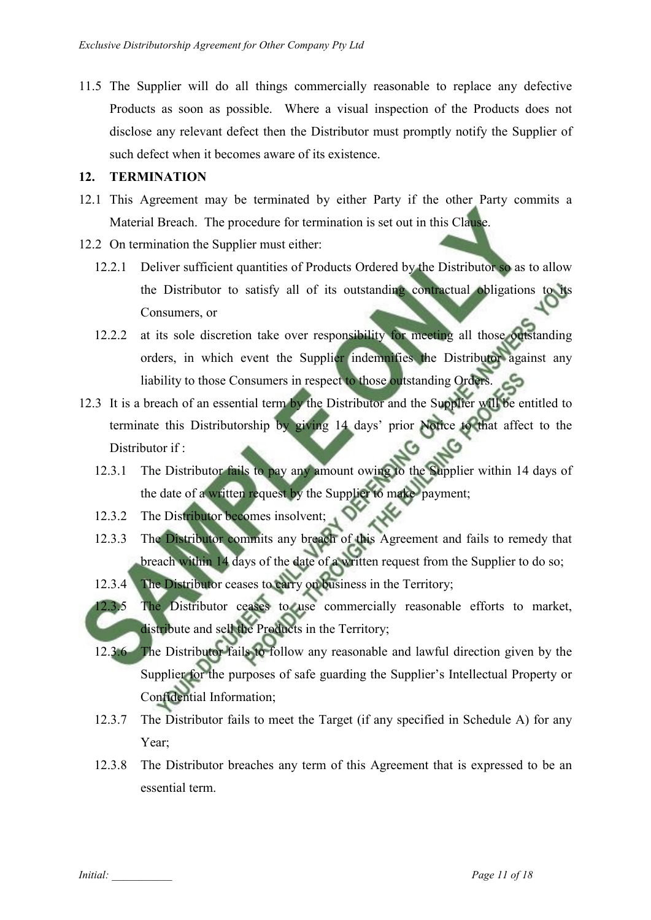11.5 The Supplier will do all things commercially reasonable to replace any defective Products as soon as possible. Where a visual inspection of the Products does not disclose any relevant defect then the Distributor must promptly notify the Supplier of such defect when it becomes aware of its existence.

## 12. TERMINATION

12.1 This Agreement may be terminated by either Party if the other Party commits a Material Breach. The procedure for termination is set out in this Clause.

12.2 On termination the Supplier must either:

12.2.1 Deliver sufficient quantities of Products Ordered by the Distributor so as to allow the Distributor to satisfy all of its outstanding contractual obligations to its Consumers, or

12.2.2 at its sole discretion take over responsibility for meeting all those outstanding orders, in which event the Supplier indemnifies the Distributor against any liability to those Consumers in respect to those outstanding Orders.

12.3 It is a breach of an essential term by the Distributor and the Supplier will be entitled to terminate this Distributorship by giving 14 days' prior Notice to that affect to the Distributor if :

12.3.1 The Distributor fails to pay any amount owing to the Supplier within 14 days of the date of a written request by the Supplier to make payment;

12.3.2 The Distributor becomes insolvent;

12.3.3 The Distributor commits any breach of this Agreement and fails to remedy that breach within 14 days of the date of a written request from the Supplier to do so;

12.3.4 The Distributor ceases to carry on business in the Territory;

12.3.5 The Distributor ceases to use commercially reasonable efforts to market, distribute and sell the Products in the Territory;

12.3.6 The Distributor fails to follow any reasonable and lawful direction given by the Supplier for the purposes of safe guarding the Supplier's Intellectual Property or Confidential Information;

12.3.7 The Distributor fails to meet the Target (if any specified in Schedule A) for any Year;

12.3.8 The Distributor breaches any term of this Agreement that is expressed to be an essential term.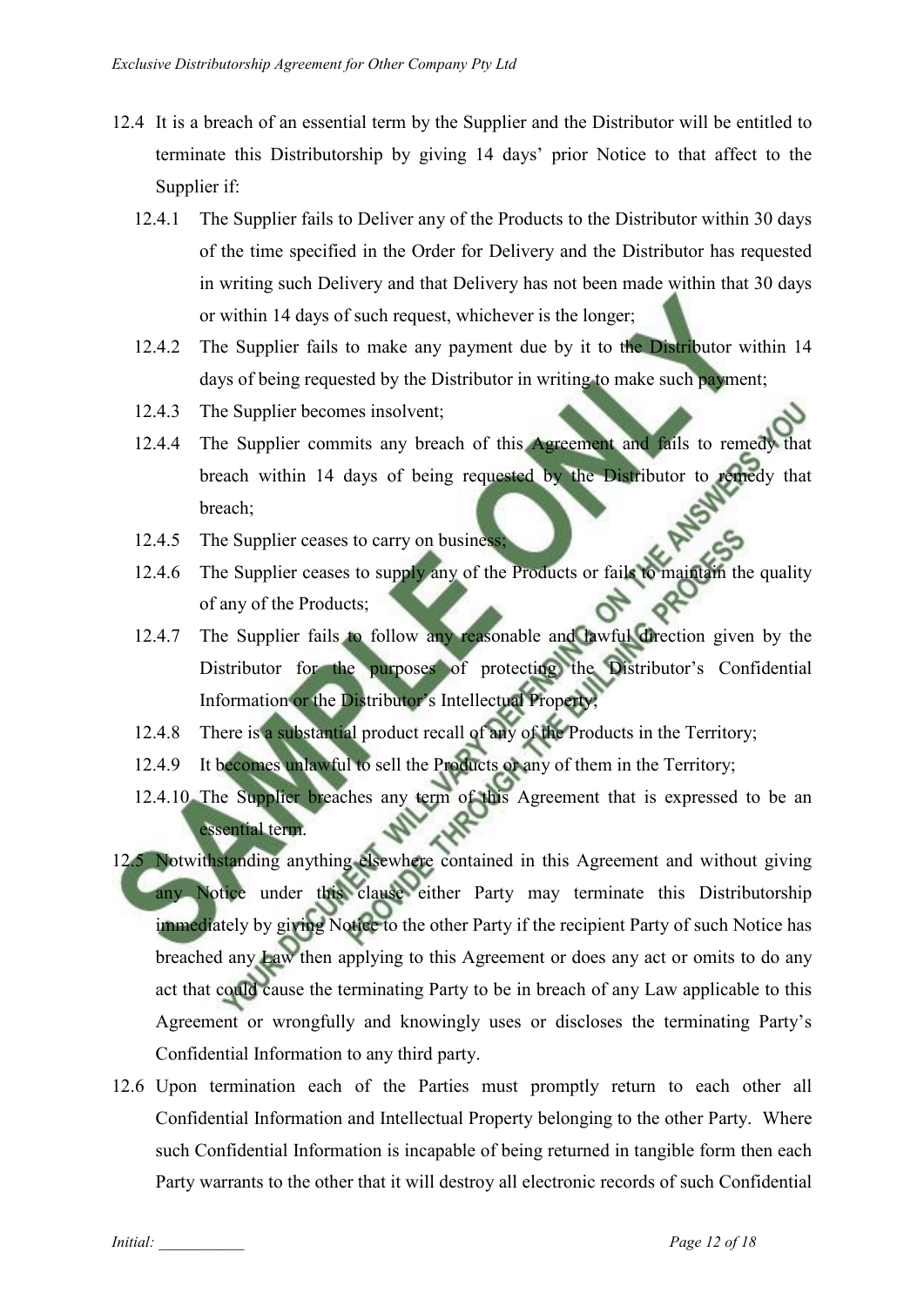12.4 It is a breach of an essential term by the Supplier and the Distributor will be entitled to terminate this Distributorship by giving 14 days' prior Notice to that affect to the Supplier if:

12.4.1 The Supplier fails to Deliver any of the Products to the Distributor within 30 days of the time specified in the Order for Delivery and the Distributor has requested in writing such Delivery and that Delivery has not been made within that 30 days or within 14 days of such request, whichever is the longer;

12.4.2 The Supplier fails to make any payment due by it to the Distributor within 14 days of being requested by the Distributor in writing to make such payment;

12.4.3 The Supplier becomes insolvent;

12.4.4 The Supplier commits any breach of this Agreement and fails to remedy that breach within 14 days of being requested by the Distributor to remedy that breach;

12.4.5 The Supplier ceases to carry on business;

12.4.6 The Supplier ceases to supply any of the Products or fails to maintain the quality of any of the Products;

12.4.7 The Supplier fails to follow any reasonable and lawful direction given by the Distributor for the purposes of protecting the Distributor's Confidential Information or the Distributor's Intellectual Property;

12.4.8 There is a substantial product recall of any of the Products in the Territory;

12.4.9 It becomes unlawful to sell the Products or any of them in the Territory;

12.4.10 The Supplier breaches any term of this Agreement that is expressed to be an essential term.

12.5 Notwithstanding anything elsewhere contained in this Agreement and without giving any Notice under this clause either Party may terminate this Distributorship immediately by giving Notice to the other Party if the recipient Party of such Notice has breached any Law then applying to this Agreement or does any act or omits to do any act that could cause the terminating Party to be in breach of any Law applicable to this Agreement or wrongfully and knowingly uses or discloses the terminating Party's Confidential Information to any third party.

12.6 Upon termination each of the Parties must promptly return to each other all Confidential Information and Intellectual Property belonging to the other Party. Where such Confidential Information is incapable of being returned in tangible form then each Party warrants to the other that it will destroy all electronic records of such Confidential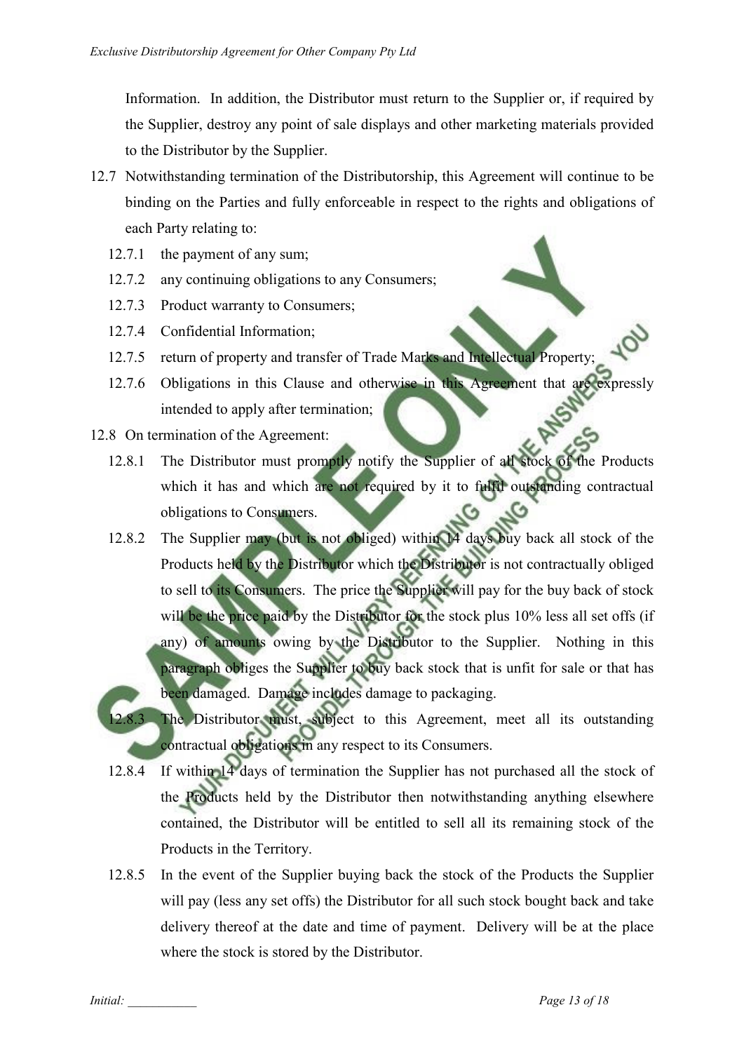Information. In addition, the Distributor must return to the Supplier or, if required by the Supplier, destroy any point of sale displays and other marketing materials provided to the Distributor by the Supplier.

12.7 Notwithstanding termination of the Distributorship, this Agreement will continue to be binding on the Parties and fully enforceable in respect to the rights and obligations of each Party relating to:

12.7.1 the payment of any sum;

12.7.2 any continuing obligations to any Consumers;

12.7.3 Product warranty to Consumers;

12.7.4 Confidential Information;

12.7.5 return of property and transfer of Trade Marks and Intellectual Property;

12.7.6 Obligations in this Clause and otherwise in this Agreement that are expressly intended to apply after termination;

12.8 On termination of the Agreement:

12.8.1 The Distributor must promptly notify the Supplier of all stock of the Products which it has and which are not required by it to fulfil outstanding contractual obligations to Consumers.

12.8.2 The Supplier may (but is not obliged) within 14 days buy back all stock of the Products held by the Distributor which the Distributor is not contractually obliged to sell to its Consumers. The price the Supplier will pay for the buy back of stock will be the price paid by the Distributor for the stock plus 10% less all set offs (if any) of amounts owing by the Distributor to the Supplier. Nothing in this paragraph obliges the Supplier to buy back stock that is unfit for sale or that has been damaged. Damage includes damage to packaging.

12.8.3 The Distributor must, subject to this Agreement, meet all its outstanding contractual obligations in any respect to its Consumers.

12.8.4 If within 14 days of termination the Supplier has not purchased all the stock of the Products held by the Distributor then notwithstanding anything elsewhere contained, the Distributor will be entitled to sell all its remaining stock of the Products in the Territory.

12.8.5 In the event of the Supplier buying back the stock of the Products the Supplier will pay (less any set offs) the Distributor for all such stock bought back and take delivery thereof at the date and time of payment. Delivery will be at the place where the stock is stored by the Distributor.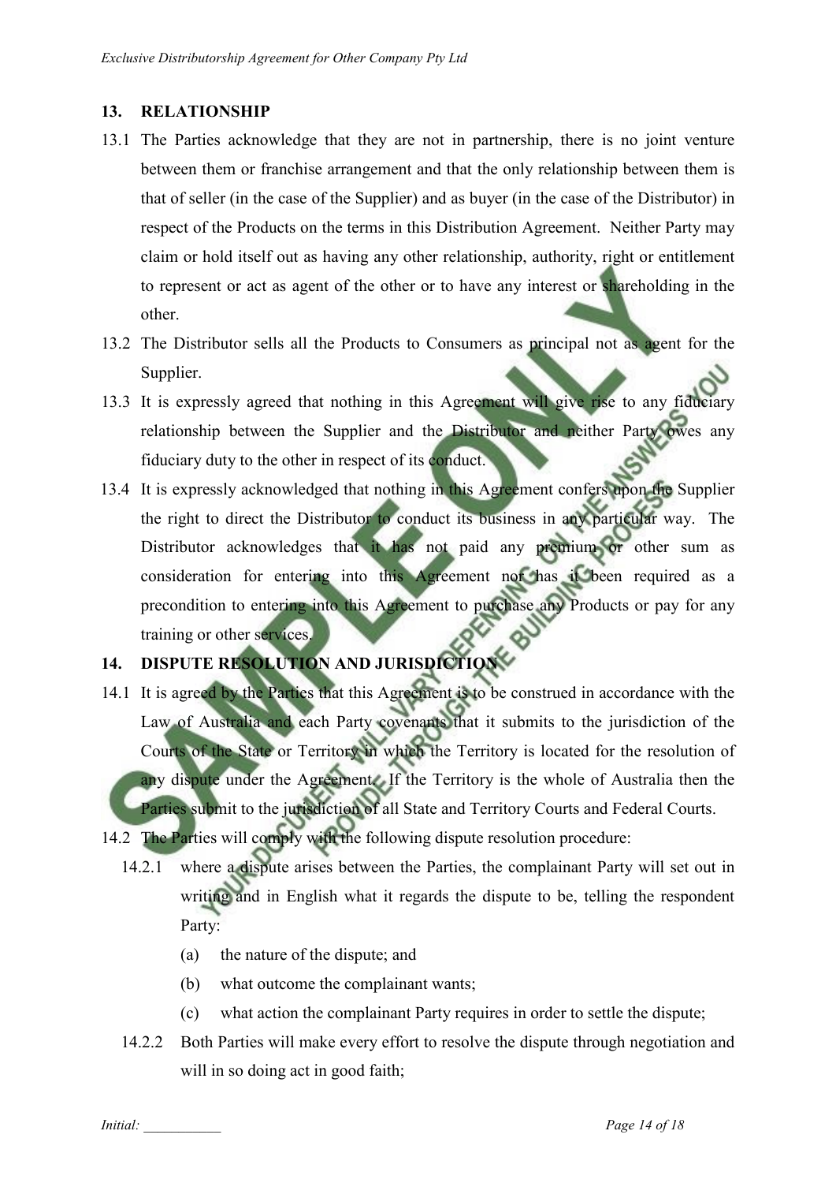## 13. RELATIONSHIP

13.1 The Parties acknowledge that they are not in partnership, there is no joint venture between them or franchise arrangement and that the only relationship between them is that of seller (in the case of the Supplier) and as buyer (in the case of the Distributor) in respect of the Products on the terms in this Distribution Agreement. Neither Party may claim or hold itself out as having any other relationship, authority, right or entitlement to represent or act as agent of the other or to have any interest or shareholding in the other.

13.2 The Distributor sells all the Products to Consumers as principal not as agent for the Supplier.

13.3 It is expressly agreed that nothing in this Agreement will give rise to any fiduciary relationship between the Supplier and the Distributor and neither Party owes any fiduciary duty to the other in respect of its conduct.

13.4 It is expressly acknowledged that nothing in this Agreement confers upon the Supplier the right to direct the Distributor to conduct its business in any particular way. The Distributor acknowledges that it has not paid any premium or other sum as consideration for entering into this Agreement nor has it been required as a precondition to entering into this Agreement to purchase any Products or pay for any training or other services.

## 14. DISPUTE RESOLUTION AND JURISDICTION

14.1 It is agreed by the Parties that this Agreement is to be construed in accordance with the Law of Australia and each Party covenants that it submits to the jurisdiction of the Courts of the State or Territory in which the Territory is located for the resolution of any dispute under the Agreement. If the Territory is the whole of Australia then the Parties submit to the jurisdiction of all State and Territory Courts and Federal Courts.

14.2 The Parties will comply with the following dispute resolution procedure:

14.2.1 where a dispute arises between the Parties, the complainant Party will set out in writing and in English what it regards the dispute to be, telling the respondent Party:

(a) the nature of the dispute; and

(b) what outcome the complainant wants;

(c) what action the complainant Party requires in order to settle the dispute;

14.2.2 Both Parties will make every effort to resolve the dispute through negotiation and will in so doing act in good faith;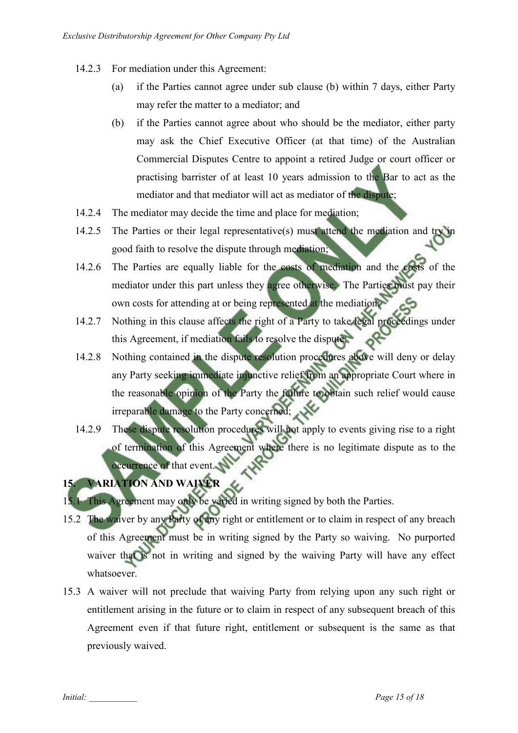14.2.3 For mediation under this Agreement:

(a) if the Parties cannot agree under sub clause (b) within 7 days, either Party may refer the matter to a mediator; and

(b) if the Parties cannot agree about who should be the mediator, either party may ask the Chief Executive Officer (at that time) of the Australian Commercial Disputes Centre to appoint a retired Judge or court officer or practising barrister of at least 10 years admission to the Bar to act as the mediator and that mediator will act as mediator of the dispute;

14.2.4 The mediator may decide the time and place for mediation;

14.2.5 The Parties or their legal representative(s) must attend the mediation and try in good faith to resolve the dispute through mediation;

14.2.6 The Parties are equally liable for the costs of mediation and the costs of the mediator under this part unless they agree otherwise. The Parties must pay their own costs for attending at or being represented at the mediation;

14.2.7 Nothing in this clause affects the right of a Party to take legal proceedings under this Agreement, if mediation fails to resolve the dispute;

14.2.8 Nothing contained in the dispute resolution procedures above will deny or delay any Party seeking immediate injunctive relief from an appropriate Court where in the reasonable opinion of the Party the failure to obtain such relief would cause irreparable damage to the Party concerned;

14.2.9 These dispute resolution procedures will not apply to events giving rise to a right of termination of this Agreement where there is no legitimate dispute as to the occurrence of that event.

## 15. VARIATION AND WAIVER

15.1 This Agreement may only be varied in writing signed by both the Parties.

15.2 The waiver by any Party of any right or entitlement or to claim in respect of any breach of this Agreement must be in writing signed by the Party so waiving. No purported waiver that is not in writing and signed by the waiving Party will have any effect whatsoever.

15.3 A waiver will not preclude that waiving Party from relying upon any such right or entitlement arising in the future or to claim in respect of any subsequent breach of this Agreement even if that future right, entitlement or subsequent is the same as that previously waived.

*Initial:* ___________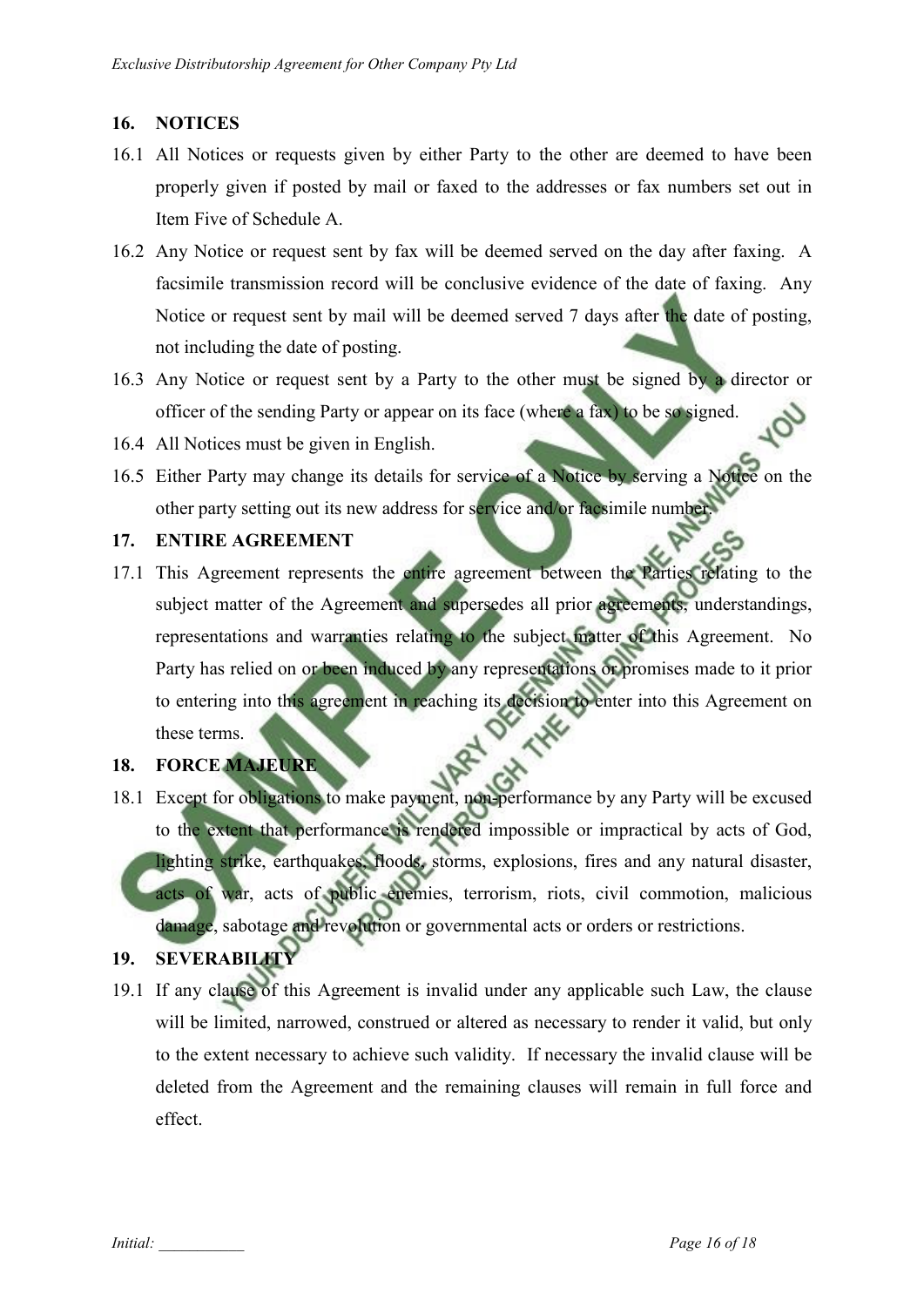## 16. NOTICES

16.1 All Notices or requests given by either Party to the other are deemed to have been properly given if posted by mail or faxed to the addresses or fax numbers set out in Item Five of Schedule A.

16.2 Any Notice or request sent by fax will be deemed served on the day after faxing. A facsimile transmission record will be conclusive evidence of the date of faxing. Any Notice or request sent by mail will be deemed served 7 days after the date of posting, not including the date of posting.

16.3 Any Notice or request sent by a Party to the other must be signed by a director or officer of the sending Party or appear on its face (where a fax) to be so signed.

16.4 All Notices must be given in English.

16.5 Either Party may change its details for service of a Notice by serving a Notice on the other party setting out its new address for service and/or facsimile number.

## 17. ENTIRE AGREEMENT

17.1 This Agreement represents the entire agreement between the Parties relating to the subject matter of the Agreement and supersedes all prior agreements, understandings, representations and warranties relating to the subject matter of this Agreement. No Party has relied on or been induced by any representations or promises made to it prior to entering into this agreement in reaching its decision to enter into this Agreement on these terms.

## 18. FORCE MAJEURE

18.1 Except for obligations to make payment, non-performance by any Party will be excused to the extent that performance is rendered impossible or impractical by acts of God, lighting strike, earthquakes, floods, storms, explosions, fires and any natural disaster, acts of war, acts of public enemies, terrorism, riots, civil commotion, malicious damage, sabotage and revolution or governmental acts or orders or restrictions.

## 19. SEVERABILITY

19.1 If any clause of this Agreement is invalid under any applicable such Law, the clause will be limited, narrowed, construed or altered as necessary to render it valid, but only to the extent necessary to achieve such validity. If necessary the invalid clause will be deleted from the Agreement and the remaining clauses will remain in full force and effect.

Initial: ___________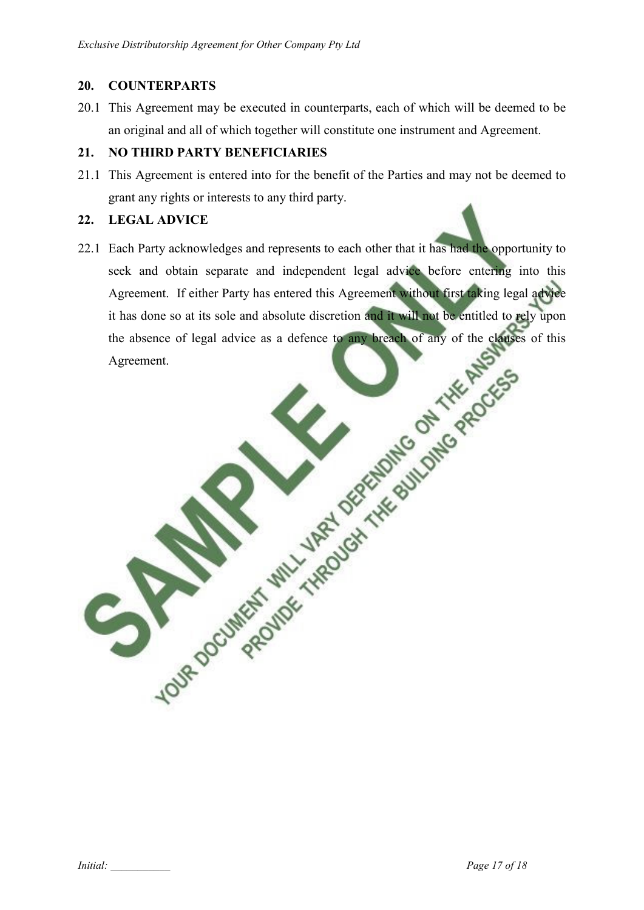## 20. COUNTERPARTS

20.1 This Agreement may be executed in counterparts, each of which will be deemed to be an original and all of which together will constitute one instrument and Agreement.

## 21. NO THIRD PARTY BENEFICIARIES

21.1 This Agreement is entered into for the benefit of the Parties and may not be deemed to grant any rights or interests to any third party.

## 22. LEGAL ADVICE

22.1 Each Party acknowledges and represents to each other that it has had the opportunity to seek and obtain separate and independent legal advice before entering into this Agreement. If either Party has entered this Agreement without first taking legal advice it has done so at its sole and absolute discretion and it will not be entitled to rely upon the absence of legal advice as a defence to any breach of any of the clauses of this Agreement.

Initial: ___________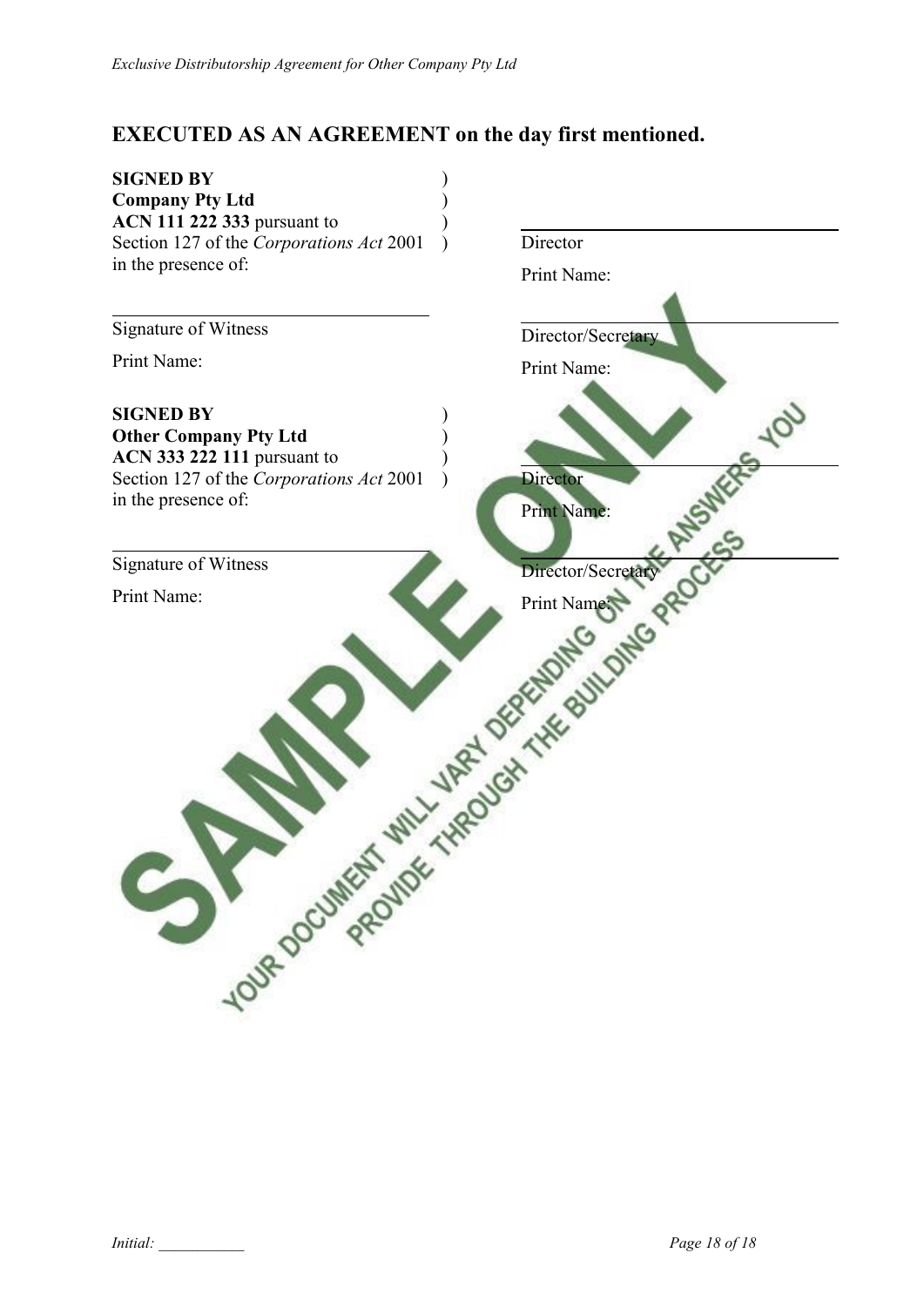## EXECUTED AS AN AGREEMENT on the day first mentioned.

**SIGNED BY**
**Company Pty Ltd**
**ACN 111 222 333** pursuant to
Section 127 of the *Corporations Act* 2001
in the presence of:

\_\_\_\_\_\_\_\_\_\_\_\_\_\_\_\_\_\_\_\_\_\_\_\_\_\_\_\_\_\_
Director

Print Name:

\_\_\_\_\_\_\_\_\_\_\_\_\_\_\_\_\_\_\_\_\_\_\_\_\_\_\_\_\_\_
Signature of Witness

Print Name:

\_\_\_\_\_\_\_\_\_\_\_\_\_\_\_\_\_\_\_\_\_\_\_\_\_\_\_\_\_\_
Director/Secretary

Print Name:

**SIGNED BY**
**Other Company Pty Ltd**
**ACN 333 222 111** pursuant to
Section 127 of the *Corporations Act* 2001
in the presence of:

\_\_\_\_\_\_\_\_\_\_\_\_\_\_\_\_\_\_\_\_\_\_\_\_\_\_\_\_\_\_
Director

Print Name:

\_\_\_\_\_\_\_\_\_\_\_\_\_\_\_\_\_\_\_\_\_\_\_\_\_\_\_\_\_\_
Signature of Witness

Print Name:

\_\_\_\_\_\_\_\_\_\_\_\_\_\_\_\_\_\_\_\_\_\_\_\_\_\_\_\_\_\_
Director/Secretary

Print Name:

SAMPLE ONLY

YOUR DOCUMENT WILL VARY DEPENDING ON THE ANSWERS YOU PROVIDE THROUGH THE BUILDING PROCESS

*Initial:* \_\_\_\_\_\_\_\_\_\_\_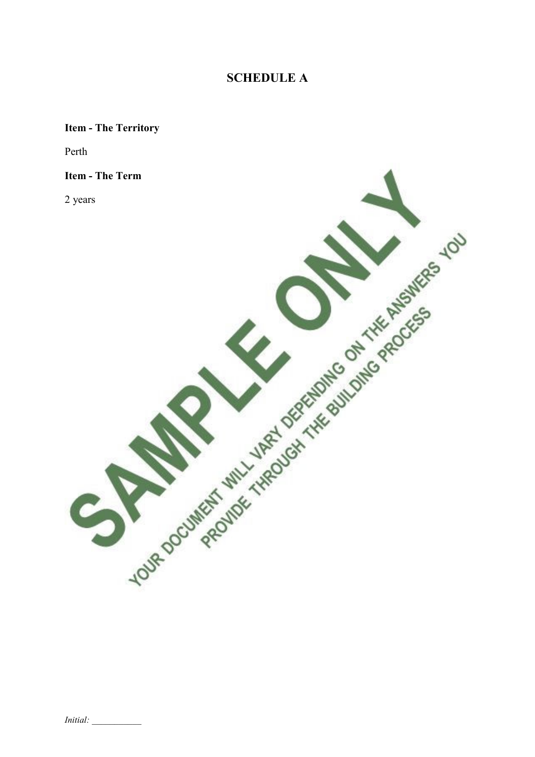# SCHEDULE A

**Item - The Territory**

Perth

**Item - The Term**

2 years

*Initial:* ___________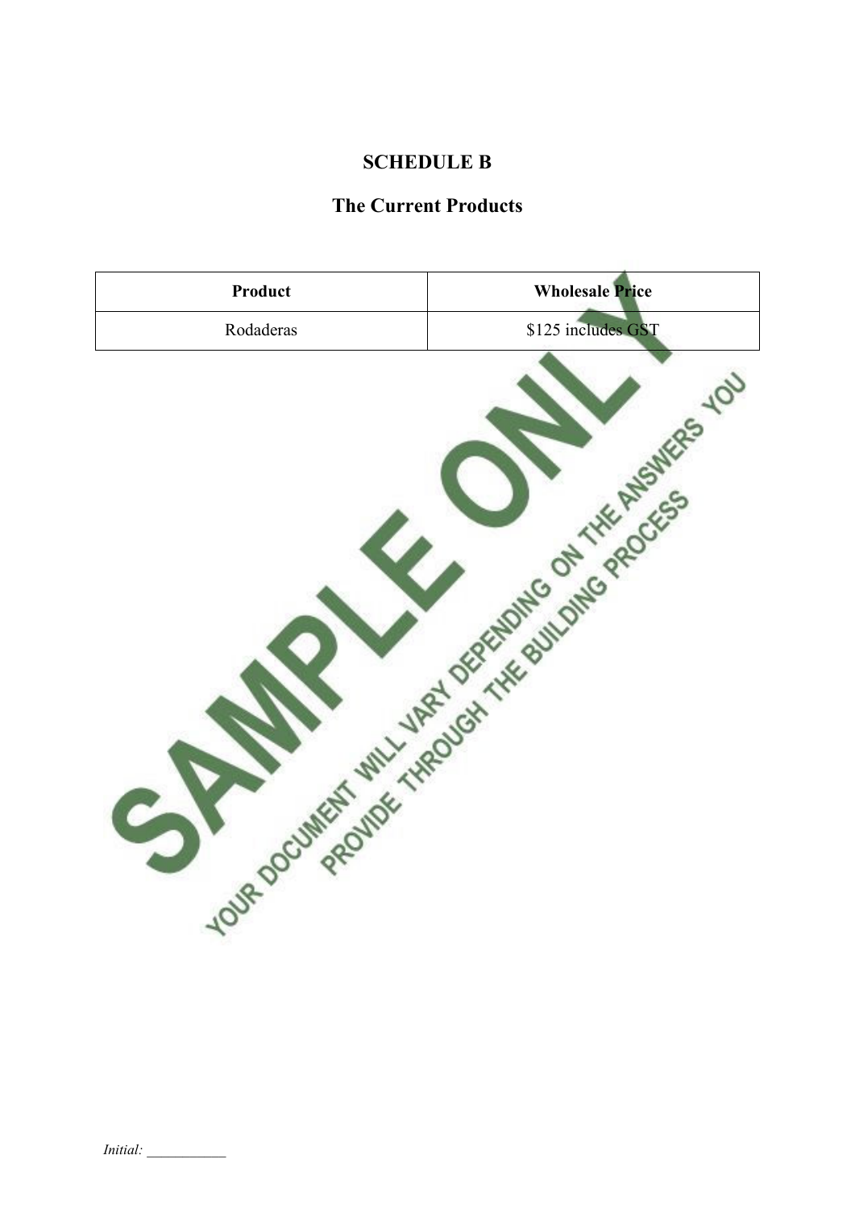**SCHEDULE B**

**The Current Products**

| Product | Wholesale Price |
| --- | --- |
| Rodaderas | $125 includes GST |

SAMPLE ONLY

YOUR DOCUMENT WILL VARY DEPENDING ON THE ANSWERS YOU PROVIDE THROUGH THE BUILDING PROCESS

*Initial:* ___________